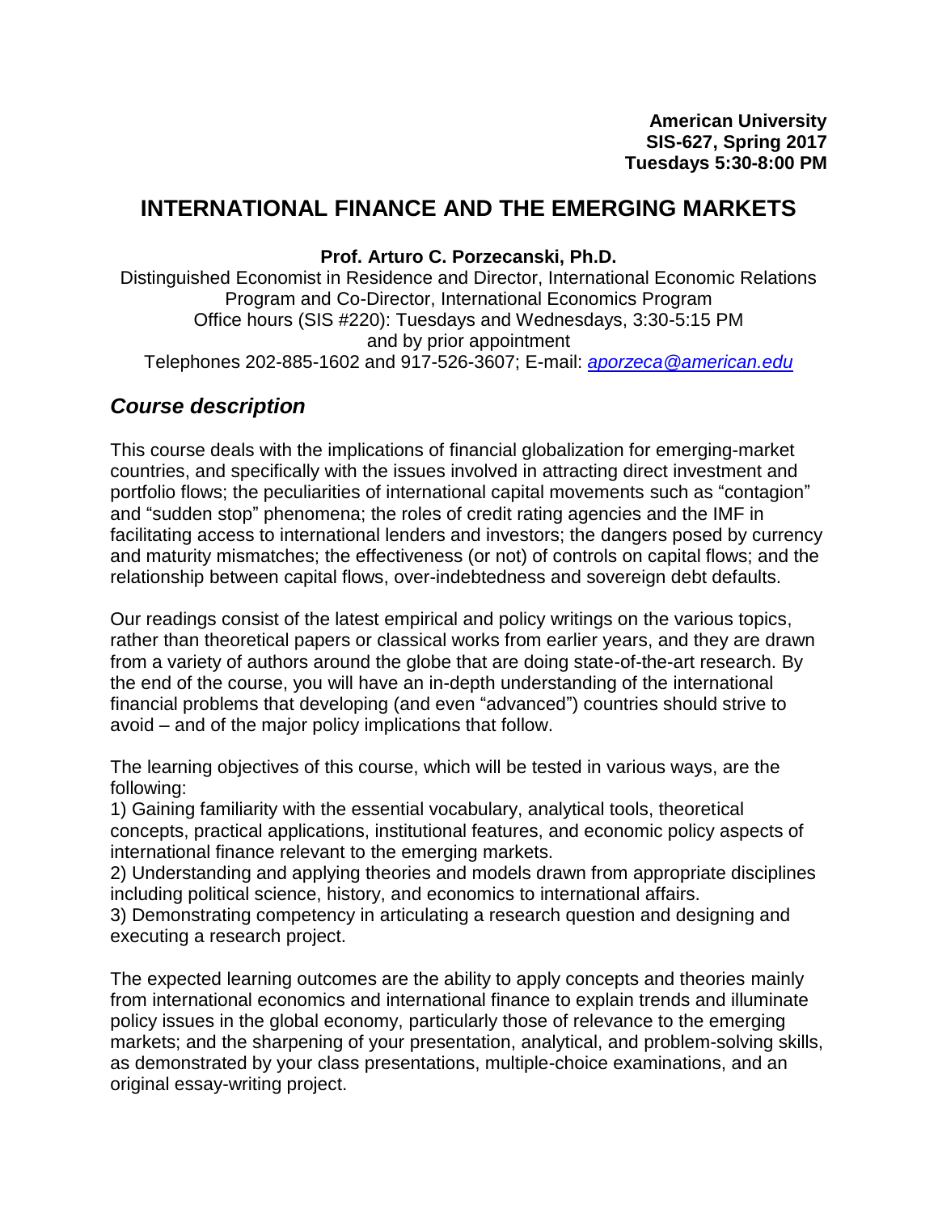**American University**
**SIS-627, Spring 2017**
**Tuesdays 5:30-8:00 PM**

# INTERNATIONAL FINANCE AND THE EMERGING MARKETS

**Prof. Arturo C. Porzecanski, Ph.D.**

Distinguished Economist in Residence and Director, International Economic Relations Program and Co-Director, International Economics Program
Office hours (SIS #220): Tuesdays and Wednesdays, 3:30-5:15 PM
and by prior appointment
Telephones 202-885-1602 and 917-526-3607; E-mail: *aporzeca@american.edu*

## *Course description*

This course deals with the implications of financial globalization for emerging-market countries, and specifically with the issues involved in attracting direct investment and portfolio flows; the peculiarities of international capital movements such as "contagion" and "sudden stop" phenomena; the roles of credit rating agencies and the IMF in facilitating access to international lenders and investors; the dangers posed by currency and maturity mismatches; the effectiveness (or not) of controls on capital flows; and the relationship between capital flows, over-indebtedness and sovereign debt defaults.

Our readings consist of the latest empirical and policy writings on the various topics, rather than theoretical papers or classical works from earlier years, and they are drawn from a variety of authors around the globe that are doing state-of-the-art research. By the end of the course, you will have an in-depth understanding of the international financial problems that developing (and even "advanced") countries should strive to avoid – and of the major policy implications that follow.

The learning objectives of this course, which will be tested in various ways, are the following:

1) Gaining familiarity with the essential vocabulary, analytical tools, theoretical concepts, practical applications, institutional features, and economic policy aspects of international finance relevant to the emerging markets.
2) Understanding and applying theories and models drawn from appropriate disciplines including political science, history, and economics to international affairs.
3) Demonstrating competency in articulating a research question and designing and executing a research project.

The expected learning outcomes are the ability to apply concepts and theories mainly from international economics and international finance to explain trends and illuminate policy issues in the global economy, particularly those of relevance to the emerging markets; and the sharpening of your presentation, analytical, and problem-solving skills, as demonstrated by your class presentations, multiple-choice examinations, and an original essay-writing project.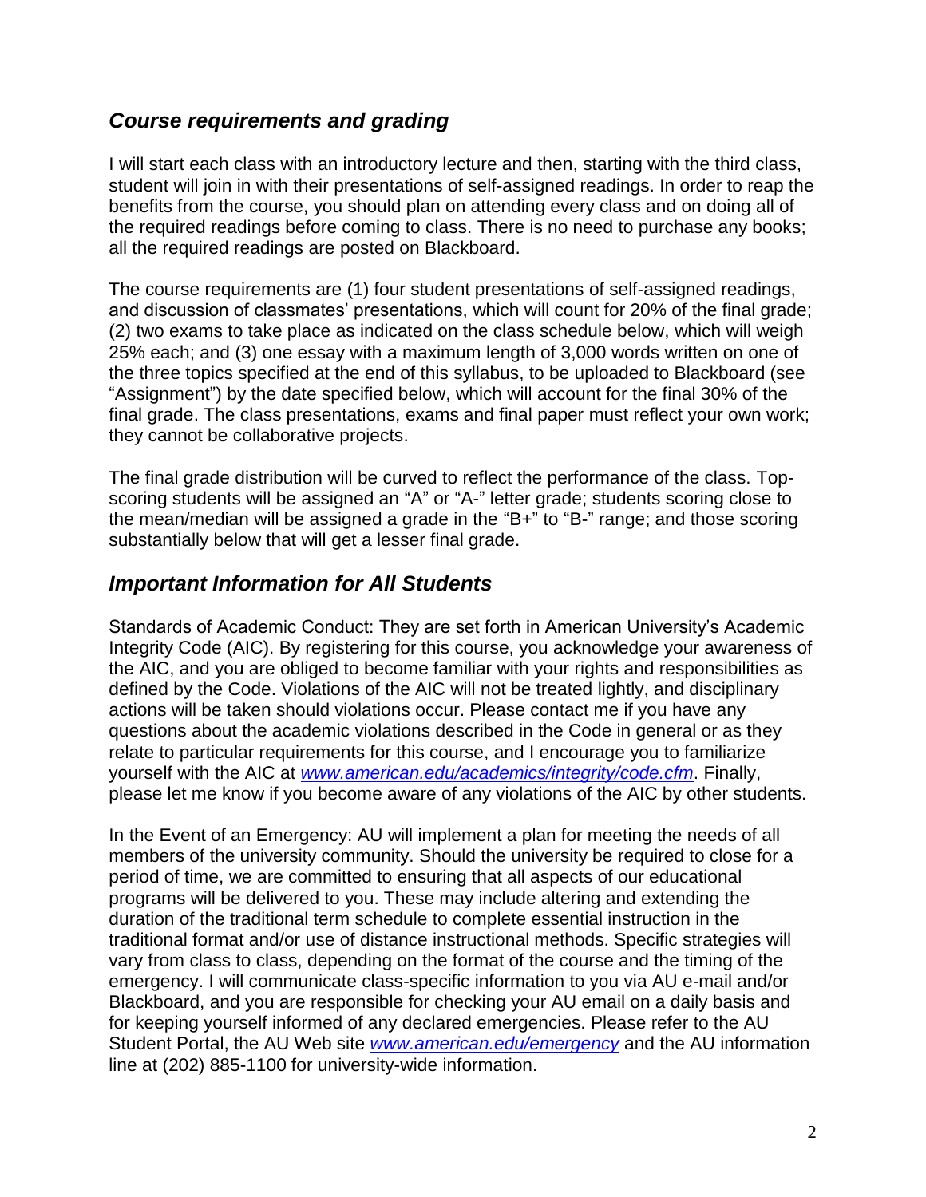## *Course requirements and grading*

I will start each class with an introductory lecture and then, starting with the third class, student will join in with their presentations of self-assigned readings. In order to reap the benefits from the course, you should plan on attending every class and on doing all of the required readings before coming to class. There is no need to purchase any books; all the required readings are posted on Blackboard.

The course requirements are (1) four student presentations of self-assigned readings, and discussion of classmates' presentations, which will count for 20% of the final grade; (2) two exams to take place as indicated on the class schedule below, which will weigh 25% each; and (3) one essay with a maximum length of 3,000 words written on one of the three topics specified at the end of this syllabus, to be uploaded to Blackboard (see "Assignment") by the date specified below, which will account for the final 30% of the final grade. The class presentations, exams and final paper must reflect your own work; they cannot be collaborative projects.

The final grade distribution will be curved to reflect the performance of the class. Top-scoring students will be assigned an "A" or "A-" letter grade; students scoring close to the mean/median will be assigned a grade in the "B+" to "B-" range; and those scoring substantially below that will get a lesser final grade.

## *Important Information for All Students*

Standards of Academic Conduct: They are set forth in American University's Academic Integrity Code (AIC). By registering for this course, you acknowledge your awareness of the AIC, and you are obliged to become familiar with your rights and responsibilities as defined by the Code. Violations of the AIC will not be treated lightly, and disciplinary actions will be taken should violations occur. Please contact me if you have any questions about the academic violations described in the Code in general or as they relate to particular requirements for this course, and I encourage you to familiarize yourself with the AIC at *www.american.edu/academics/integrity/code.cfm*. Finally, please let me know if you become aware of any violations of the AIC by other students.

In the Event of an Emergency: AU will implement a plan for meeting the needs of all members of the university community. Should the university be required to close for a period of time, we are committed to ensuring that all aspects of our educational programs will be delivered to you. These may include altering and extending the duration of the traditional term schedule to complete essential instruction in the traditional format and/or use of distance instructional methods. Specific strategies will vary from class to class, depending on the format of the course and the timing of the emergency. I will communicate class-specific information to you via AU e-mail and/or Blackboard, and you are responsible for checking your AU email on a daily basis and for keeping yourself informed of any declared emergencies. Please refer to the AU Student Portal, the AU Web site *www.american.edu/emergency* and the AU information line at (202) 885-1100 for university-wide information.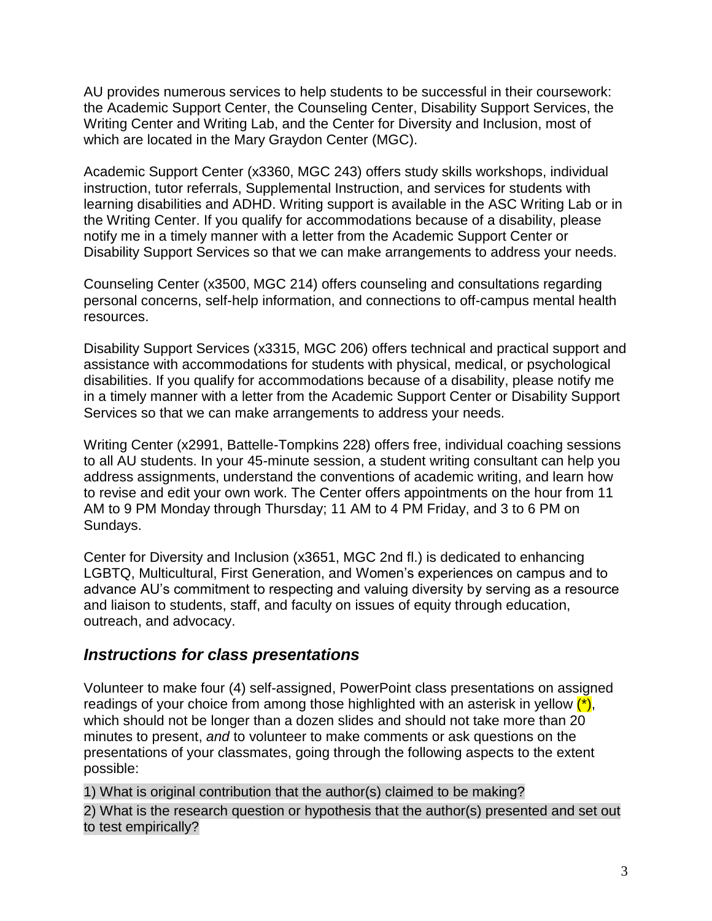AU provides numerous services to help students to be successful in their coursework: the Academic Support Center, the Counseling Center, Disability Support Services, the Writing Center and Writing Lab, and the Center for Diversity and Inclusion, most of which are located in the Mary Graydon Center (MGC).

Academic Support Center (x3360, MGC 243) offers study skills workshops, individual instruction, tutor referrals, Supplemental Instruction, and services for students with learning disabilities and ADHD. Writing support is available in the ASC Writing Lab or in the Writing Center. If you qualify for accommodations because of a disability, please notify me in a timely manner with a letter from the Academic Support Center or Disability Support Services so that we can make arrangements to address your needs.

Counseling Center (x3500, MGC 214) offers counseling and consultations regarding personal concerns, self-help information, and connections to off-campus mental health resources.

Disability Support Services (x3315, MGC 206) offers technical and practical support and assistance with accommodations for students with physical, medical, or psychological disabilities. If you qualify for accommodations because of a disability, please notify me in a timely manner with a letter from the Academic Support Center or Disability Support Services so that we can make arrangements to address your needs.

Writing Center (x2991, Battelle-Tompkins 228) offers free, individual coaching sessions to all AU students. In your 45-minute session, a student writing consultant can help you address assignments, understand the conventions of academic writing, and learn how to revise and edit your own work. The Center offers appointments on the hour from 11 AM to 9 PM Monday through Thursday; 11 AM to 4 PM Friday, and 3 to 6 PM on Sundays.

Center for Diversity and Inclusion (x3651, MGC 2nd fl.) is dedicated to enhancing LGBTQ, Multicultural, First Generation, and Women's experiences on campus and to advance AU's commitment to respecting and valuing diversity by serving as a resource and liaison to students, staff, and faculty on issues of equity through education, outreach, and advocacy.

## *Instructions for class presentations*

Volunteer to make four (4) self-assigned, PowerPoint class presentations on assigned readings of your choice from among those highlighted with an asterisk in yellow (*), which should not be longer than a dozen slides and should not take more than 20 minutes to present, *and* to volunteer to make comments or ask questions on the presentations of your classmates, going through the following aspects to the extent possible:

1) What is original contribution that the author(s) claimed to be making?

2) What is the research question or hypothesis that the author(s) presented and set out to test empirically?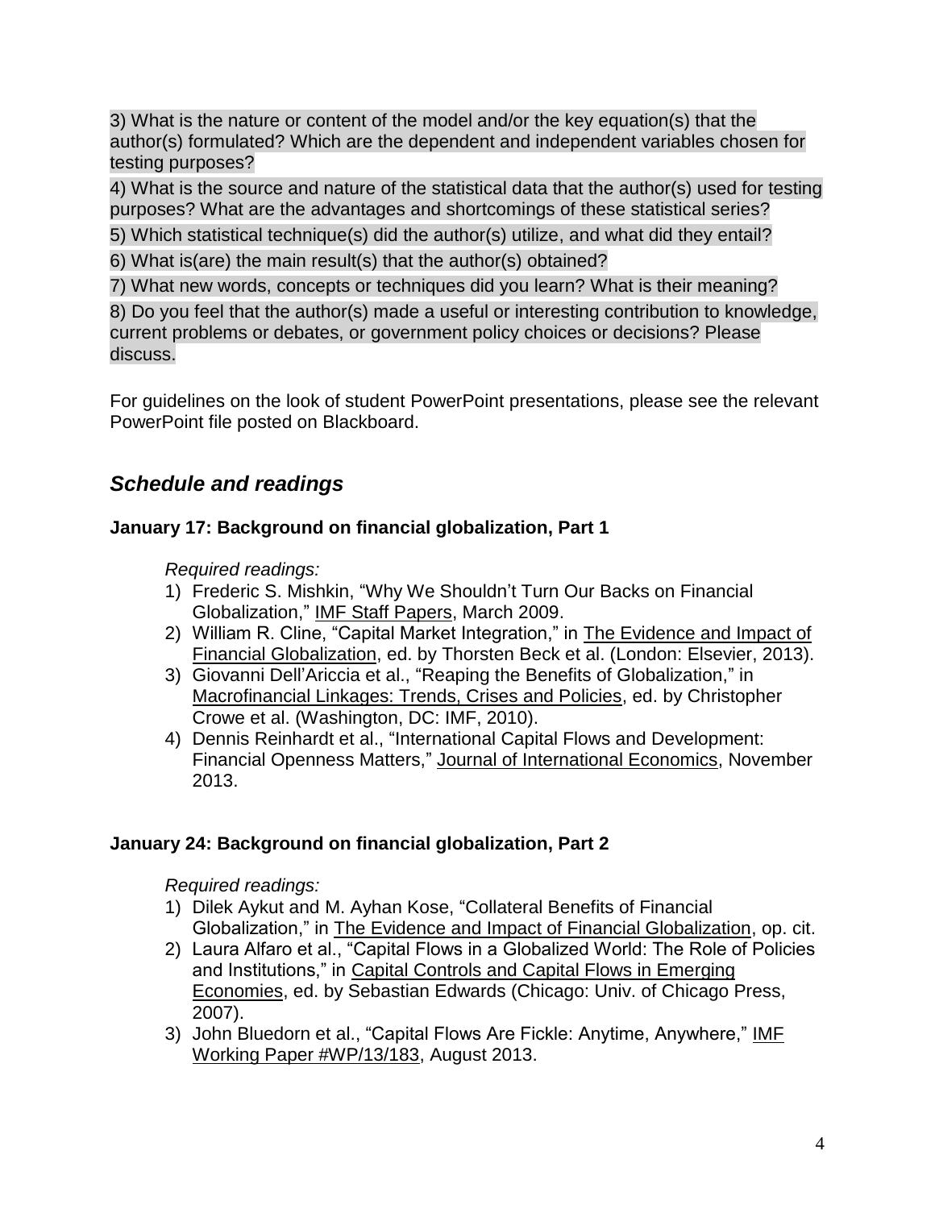3) What is the nature or content of the model and/or the key equation(s) that the author(s) formulated? Which are the dependent and independent variables chosen for testing purposes?

4) What is the source and nature of the statistical data that the author(s) used for testing purposes? What are the advantages and shortcomings of these statistical series?

5) Which statistical technique(s) did the author(s) utilize, and what did they entail?

6) What is(are) the main result(s) that the author(s) obtained?

7) What new words, concepts or techniques did you learn? What is their meaning?

8) Do you feel that the author(s) made a useful or interesting contribution to knowledge, current problems or debates, or government policy choices or decisions? Please discuss.

For guidelines on the look of student PowerPoint presentations, please see the relevant PowerPoint file posted on Blackboard.

## *Schedule and readings*

### January 17: Background on financial globalization, Part 1

*Required readings:*

1) Frederic S. Mishkin, "Why We Shouldn't Turn Our Backs on Financial Globalization," IMF Staff Papers, March 2009.
2) William R. Cline, "Capital Market Integration," in The Evidence and Impact of Financial Globalization, ed. by Thorsten Beck et al. (London: Elsevier, 2013).
3) Giovanni Dell'Ariccia et al., "Reaping the Benefits of Globalization," in Macrofinancial Linkages: Trends, Crises and Policies, ed. by Christopher Crowe et al. (Washington, DC: IMF, 2010).
4) Dennis Reinhardt et al., "International Capital Flows and Development: Financial Openness Matters," Journal of International Economics, November 2013.

### January 24: Background on financial globalization, Part 2

*Required readings:*

1) Dilek Aykut and M. Ayhan Kose, "Collateral Benefits of Financial Globalization," in The Evidence and Impact of Financial Globalization, op. cit.
2) Laura Alfaro et al., "Capital Flows in a Globalized World: The Role of Policies and Institutions," in Capital Controls and Capital Flows in Emerging Economies, ed. by Sebastian Edwards (Chicago: Univ. of Chicago Press, 2007).
3) John Bluedorn et al., "Capital Flows Are Fickle: Anytime, Anywhere," IMF Working Paper #WP/13/183, August 2013.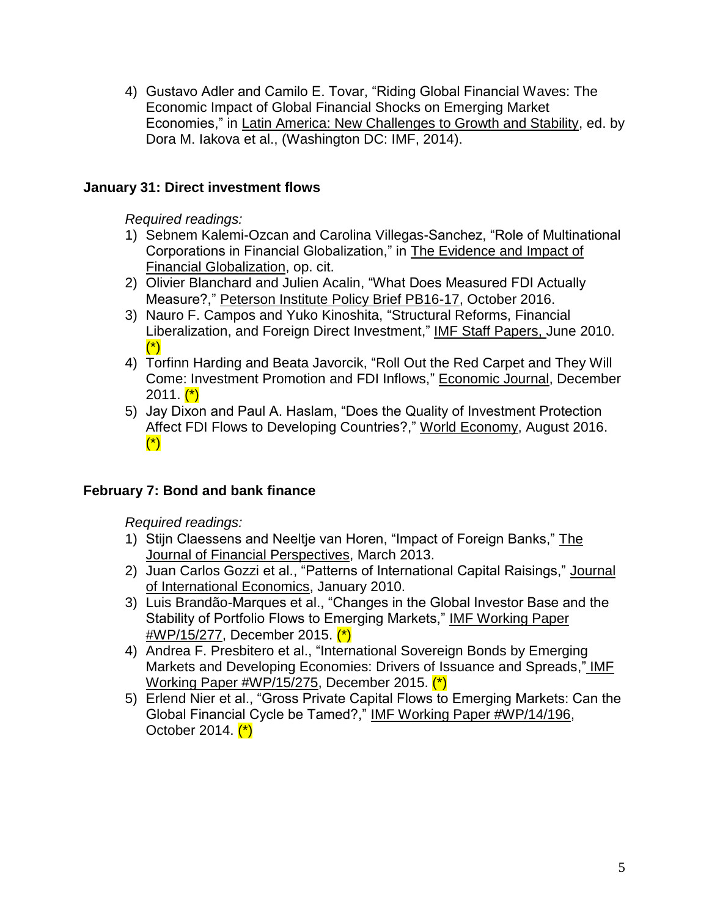4) Gustavo Adler and Camilo E. Tovar, "Riding Global Financial Waves: The Economic Impact of Global Financial Shocks on Emerging Market Economies," in Latin America: New Challenges to Growth and Stability, ed. by Dora M. Iakova et al., (Washington DC: IMF, 2014).

**January 31: Direct investment flows**

*Required readings:*

1) Sebnem Kalemi-Ozcan and Carolina Villegas-Sanchez, "Role of Multinational Corporations in Financial Globalization," in The Evidence and Impact of Financial Globalization, op. cit.
2) Olivier Blanchard and Julien Acalin, "What Does Measured FDI Actually Measure?," Peterson Institute Policy Brief PB16-17, October 2016.
3) Nauro F. Campos and Yuko Kinoshita, "Structural Reforms, Financial Liberalization, and Foreign Direct Investment," IMF Staff Papers, June 2010. (*)
4) Torfinn Harding and Beata Javorcik, "Roll Out the Red Carpet and They Will Come: Investment Promotion and FDI Inflows," Economic Journal, December 2011. (*)
5) Jay Dixon and Paul A. Haslam, "Does the Quality of Investment Protection Affect FDI Flows to Developing Countries?," World Economy, August 2016. (*)

**February 7: Bond and bank finance**

*Required readings:*

1) Stijn Claessens and Neeltje van Horen, "Impact of Foreign Banks," The Journal of Financial Perspectives, March 2013.
2) Juan Carlos Gozzi et al., "Patterns of International Capital Raisings," Journal of International Economics, January 2010.
3) Luis Brandão-Marques et al., "Changes in the Global Investor Base and the Stability of Portfolio Flows to Emerging Markets," IMF Working Paper #WP/15/277, December 2015. (*)
4) Andrea F. Presbitero et al., "International Sovereign Bonds by Emerging Markets and Developing Economies: Drivers of Issuance and Spreads," IMF Working Paper #WP/15/275, December 2015. (*)
5) Erlend Nier et al., "Gross Private Capital Flows to Emerging Markets: Can the Global Financial Cycle be Tamed?," IMF Working Paper #WP/14/196, October 2014. (*)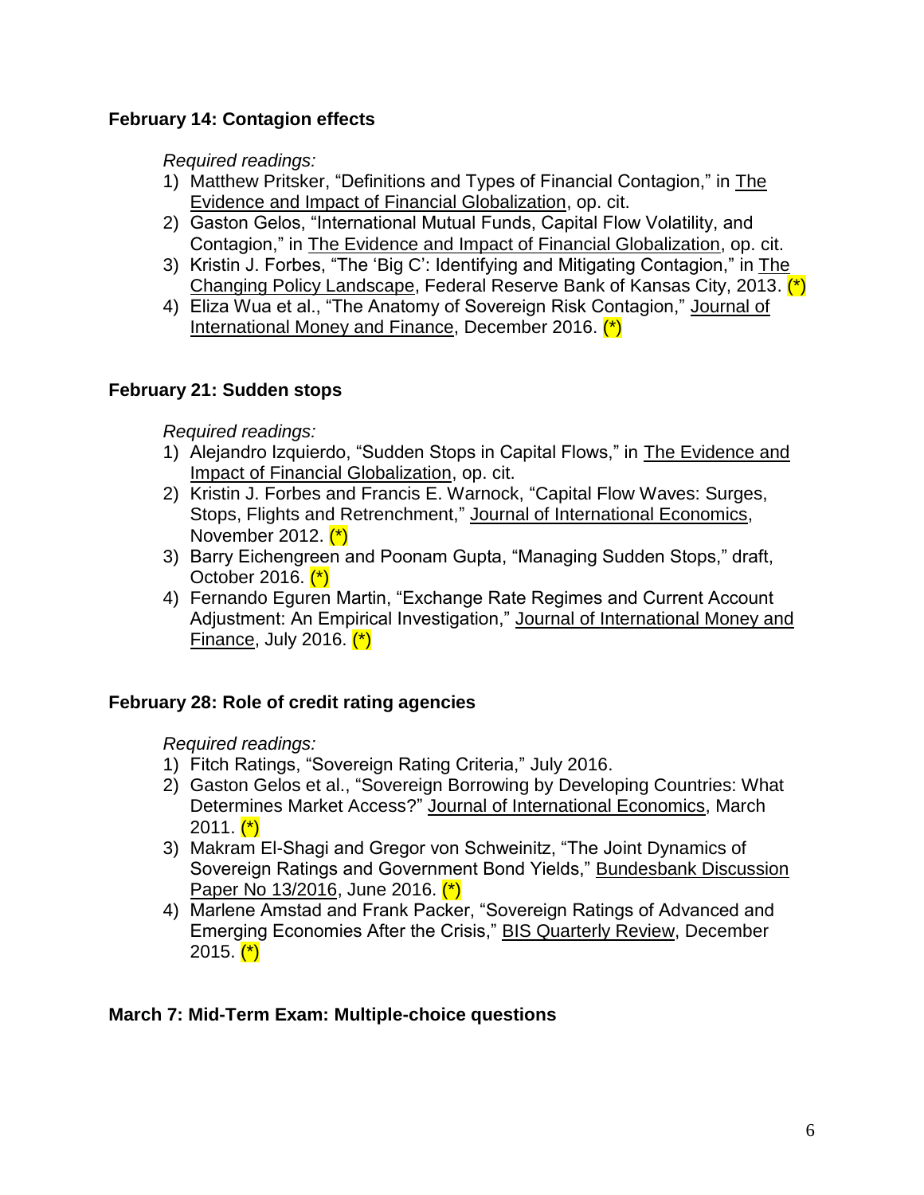**February 14: Contagion effects**

*Required readings:*

1) Matthew Pritsker, "Definitions and Types of Financial Contagion," in The Evidence and Impact of Financial Globalization, op. cit.
2) Gaston Gelos, "International Mutual Funds, Capital Flow Volatility, and Contagion," in The Evidence and Impact of Financial Globalization, op. cit.
3) Kristin J. Forbes, "The 'Big C': Identifying and Mitigating Contagion," in The Changing Policy Landscape, Federal Reserve Bank of Kansas City, 2013. (*)
4) Eliza Wua et al., "The Anatomy of Sovereign Risk Contagion," Journal of International Money and Finance, December 2016. (*)

**February 21: Sudden stops**

*Required readings:*

1) Alejandro Izquierdo, "Sudden Stops in Capital Flows," in The Evidence and Impact of Financial Globalization, op. cit.
2) Kristin J. Forbes and Francis E. Warnock, "Capital Flow Waves: Surges, Stops, Flights and Retrenchment," Journal of International Economics, November 2012. (*)
3) Barry Eichengreen and Poonam Gupta, "Managing Sudden Stops," draft, October 2016. (*)
4) Fernando Eguren Martin, "Exchange Rate Regimes and Current Account Adjustment: An Empirical Investigation," Journal of International Money and Finance, July 2016. (*)

**February 28: Role of credit rating agencies**

*Required readings:*

1) Fitch Ratings, "Sovereign Rating Criteria," July 2016.
2) Gaston Gelos et al., "Sovereign Borrowing by Developing Countries: What Determines Market Access?" Journal of International Economics, March 2011. (*)
3) Makram El-Shagi and Gregor von Schweinitz, "The Joint Dynamics of Sovereign Ratings and Government Bond Yields," Bundesbank Discussion Paper No 13/2016, June 2016. (*)
4) Marlene Amstad and Frank Packer, "Sovereign Ratings of Advanced and Emerging Economies After the Crisis," BIS Quarterly Review, December 2015. (*)

**March 7: Mid-Term Exam: Multiple-choice questions**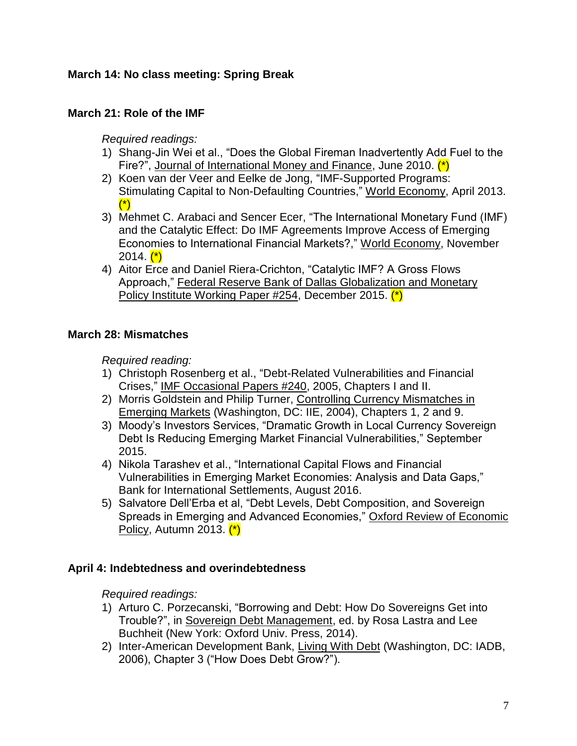**March 14: No class meeting: Spring Break**

**March 21: Role of the IMF**

*Required readings:*

1) Shang-Jin Wei et al., "Does the Global Fireman Inadvertently Add Fuel to the Fire?", Journal of International Money and Finance, June 2010. (*)
2) Koen van der Veer and Eelke de Jong, "IMF-Supported Programs: Stimulating Capital to Non-Defaulting Countries," World Economy, April 2013. (*)
3) Mehmet C. Arabaci and Sencer Ecer, "The International Monetary Fund (IMF) and the Catalytic Effect: Do IMF Agreements Improve Access of Emerging Economies to International Financial Markets?," World Economy, November 2014. (*)
4) Aitor Erce and Daniel Riera-Crichton, "Catalytic IMF? A Gross Flows Approach," Federal Reserve Bank of Dallas Globalization and Monetary Policy Institute Working Paper #254, December 2015. (*)

**March 28: Mismatches**

*Required reading:*

1) Christoph Rosenberg et al., "Debt-Related Vulnerabilities and Financial Crises," IMF Occasional Papers #240, 2005, Chapters I and II.
2) Morris Goldstein and Philip Turner, Controlling Currency Mismatches in Emerging Markets (Washington, DC: IIE, 2004), Chapters 1, 2 and 9.
3) Moody's Investors Services, "Dramatic Growth in Local Currency Sovereign Debt Is Reducing Emerging Market Financial Vulnerabilities," September 2015.
4) Nikola Tarashev et al., "International Capital Flows and Financial Vulnerabilities in Emerging Market Economies: Analysis and Data Gaps," Bank for International Settlements, August 2016.
5) Salvatore Dell'Erba et al, "Debt Levels, Debt Composition, and Sovereign Spreads in Emerging and Advanced Economies," Oxford Review of Economic Policy, Autumn 2013. (*)

**April 4: Indebtedness and overindebtedness**

*Required readings:*

1) Arturo C. Porzecanski, "Borrowing and Debt: How Do Sovereigns Get into Trouble?", in Sovereign Debt Management, ed. by Rosa Lastra and Lee Buchheit (New York: Oxford Univ. Press, 2014).
2) Inter-American Development Bank, Living With Debt (Washington, DC: IADB, 2006), Chapter 3 ("How Does Debt Grow?").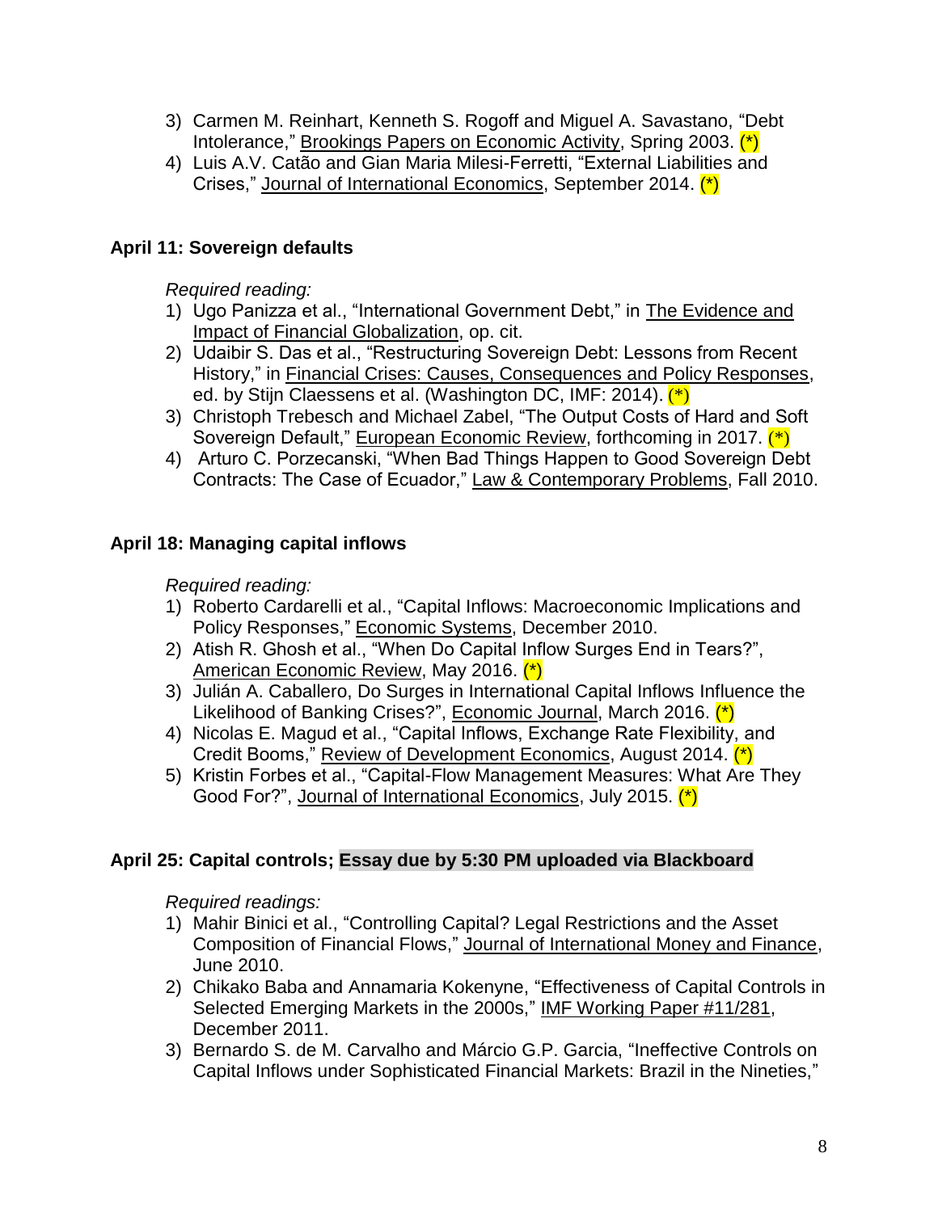3) Carmen M. Reinhart, Kenneth S. Rogoff and Miguel A. Savastano, "Debt Intolerance," Brookings Papers on Economic Activity, Spring 2003. (*)
4) Luis A.V. Catão and Gian Maria Milesi-Ferretti, "External Liabilities and Crises," Journal of International Economics, September 2014. (*)

**April 11: Sovereign defaults**

*Required reading:*

1) Ugo Panizza et al., "International Government Debt," in The Evidence and Impact of Financial Globalization, op. cit.
2) Udaibir S. Das et al., "Restructuring Sovereign Debt: Lessons from Recent History," in Financial Crises: Causes, Consequences and Policy Responses, ed. by Stijn Claessens et al. (Washington DC, IMF: 2014). (*)
3) Christoph Trebesch and Michael Zabel, "The Output Costs of Hard and Soft Sovereign Default," European Economic Review, forthcoming in 2017. (*)
4) Arturo C. Porzecanski, "When Bad Things Happen to Good Sovereign Debt Contracts: The Case of Ecuador," Law & Contemporary Problems, Fall 2010.

**April 18: Managing capital inflows**

*Required reading:*

1) Roberto Cardarelli et al., "Capital Inflows: Macroeconomic Implications and Policy Responses," Economic Systems, December 2010.
2) Atish R. Ghosh et al., "When Do Capital Inflow Surges End in Tears?", American Economic Review, May 2016. (*)
3) Julián A. Caballero, Do Surges in International Capital Inflows Influence the Likelihood of Banking Crises?", Economic Journal, March 2016. (*)
4) Nicolas E. Magud et al., "Capital Inflows, Exchange Rate Flexibility, and Credit Booms," Review of Development Economics, August 2014. (*)
5) Kristin Forbes et al., "Capital-Flow Management Measures: What Are They Good For?", Journal of International Economics, July 2015. (*)

**April 25: Capital controls; Essay due by 5:30 PM uploaded via Blackboard**

*Required readings:*

1) Mahir Binici et al., "Controlling Capital? Legal Restrictions and the Asset Composition of Financial Flows," Journal of International Money and Finance, June 2010.
2) Chikako Baba and Annamaria Kokenyne, "Effectiveness of Capital Controls in Selected Emerging Markets in the 2000s," IMF Working Paper #11/281, December 2011.
3) Bernardo S. de M. Carvalho and Márcio G.P. Garcia, "Ineffective Controls on Capital Inflows under Sophisticated Financial Markets: Brazil in the Nineties,"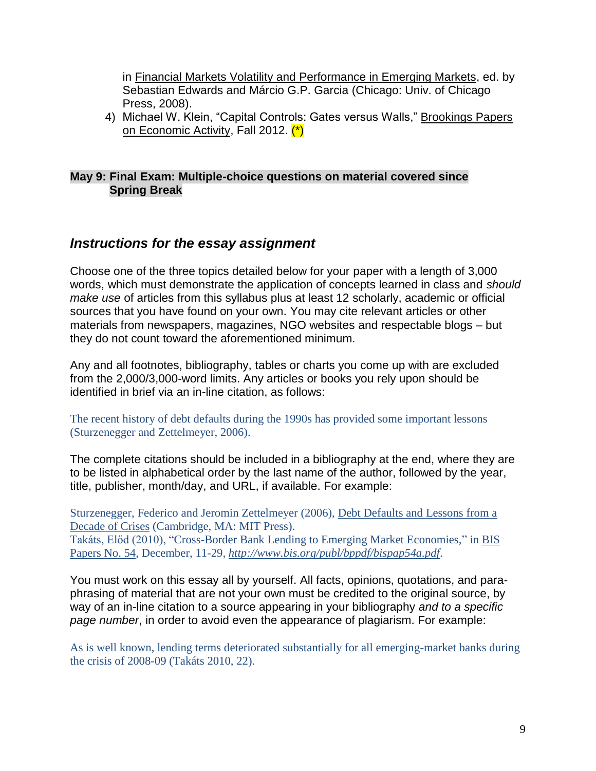in Financial Markets Volatility and Performance in Emerging Markets, ed. by Sebastian Edwards and Márcio G.P. Garcia (Chicago: Univ. of Chicago Press, 2008).

4) Michael W. Klein, "Capital Controls: Gates versus Walls," Brookings Papers on Economic Activity, Fall 2012. (*)

**May 9: Final Exam: Multiple-choice questions on material covered since Spring Break**

## *Instructions for the essay assignment*

Choose one of the three topics detailed below for your paper with a length of 3,000 words, which must demonstrate the application of concepts learned in class and *should make use* of articles from this syllabus plus at least 12 scholarly, academic or official sources that you have found on your own. You may cite relevant articles or other materials from newspapers, magazines, NGO websites and respectable blogs – but they do not count toward the aforementioned minimum.

Any and all footnotes, bibliography, tables or charts you come up with are excluded from the 2,000/3,000-word limits. Any articles or books you rely upon should be identified in brief via an in-line citation, as follows:

The recent history of debt defaults during the 1990s has provided some important lessons (Sturzenegger and Zettelmeyer, 2006).

The complete citations should be included in a bibliography at the end, where they are to be listed in alphabetical order by the last name of the author, followed by the year, title, publisher, month/day, and URL, if available. For example:

Sturzenegger, Federico and Jeromin Zettelmeyer (2006), Debt Defaults and Lessons from a Decade of Crises (Cambridge, MA: MIT Press).
Takáts, Előd (2010), "Cross-Border Bank Lending to Emerging Market Economies," in BIS Papers No. 54, December, 11-29, *http://www.bis.org/publ/bppdf/bispap54a.pdf*.

You must work on this essay all by yourself. All facts, opinions, quotations, and paraphrasing of material that are not your own must be credited to the original source, by way of an in-line citation to a source appearing in your bibliography *and to a specific page number*, in order to avoid even the appearance of plagiarism. For example:

As is well known, lending terms deteriorated substantially for all emerging-market banks during the crisis of 2008-09 (Takáts 2010, 22).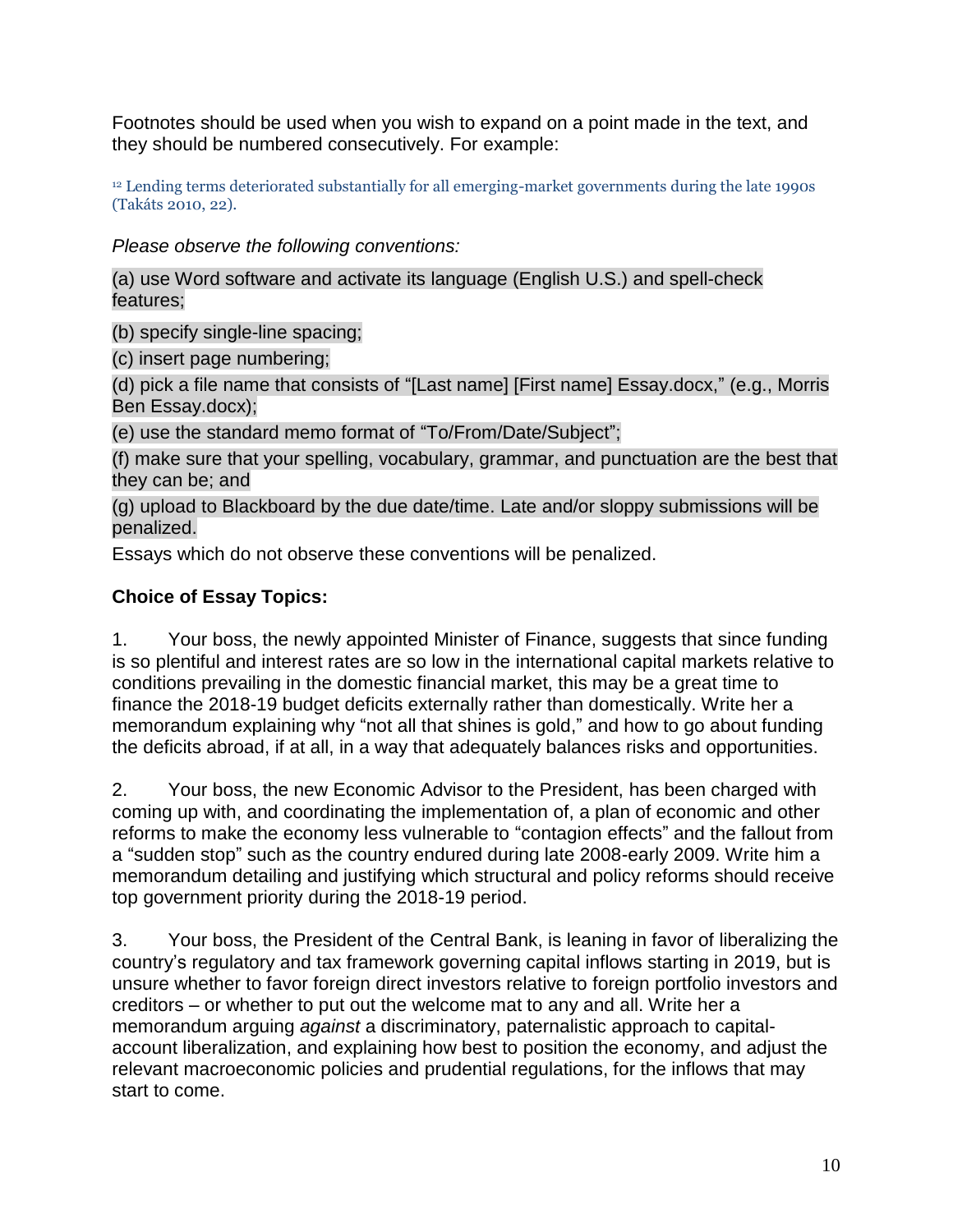Footnotes should be used when you wish to expand on a point made in the text, and they should be numbered consecutively. For example:

[12] Lending terms deteriorated substantially for all emerging-market governments during the late 1990s (Takáts 2010, 22).

*Please observe the following conventions:*

(a) use Word software and activate its language (English U.S.) and spell-check features;

(b) specify single-line spacing;

(c) insert page numbering;

(d) pick a file name that consists of "[Last name] [First name] Essay.docx," (e.g., Morris Ben Essay.docx);

(e) use the standard memo format of "To/From/Date/Subject";

(f) make sure that your spelling, vocabulary, grammar, and punctuation are the best that they can be; and

(g) upload to Blackboard by the due date/time. Late and/or sloppy submissions will be penalized.

Essays which do not observe these conventions will be penalized.

**Choice of Essay Topics:**

1. Your boss, the newly appointed Minister of Finance, suggests that since funding is so plentiful and interest rates are so low in the international capital markets relative to conditions prevailing in the domestic financial market, this may be a great time to finance the 2018-19 budget deficits externally rather than domestically. Write her a memorandum explaining why "not all that shines is gold," and how to go about funding the deficits abroad, if at all, in a way that adequately balances risks and opportunities.

2. Your boss, the new Economic Advisor to the President, has been charged with coming up with, and coordinating the implementation of, a plan of economic and other reforms to make the economy less vulnerable to "contagion effects" and the fallout from a "sudden stop" such as the country endured during late 2008-early 2009. Write him a memorandum detailing and justifying which structural and policy reforms should receive top government priority during the 2018-19 period.

3. Your boss, the President of the Central Bank, is leaning in favor of liberalizing the country's regulatory and tax framework governing capital inflows starting in 2019, but is unsure whether to favor foreign direct investors relative to foreign portfolio investors and creditors – or whether to put out the welcome mat to any and all. Write her a memorandum arguing *against* a discriminatory, paternalistic approach to capital-account liberalization, and explaining how best to position the economy, and adjust the relevant macroeconomic policies and prudential regulations, for the inflows that may start to come.